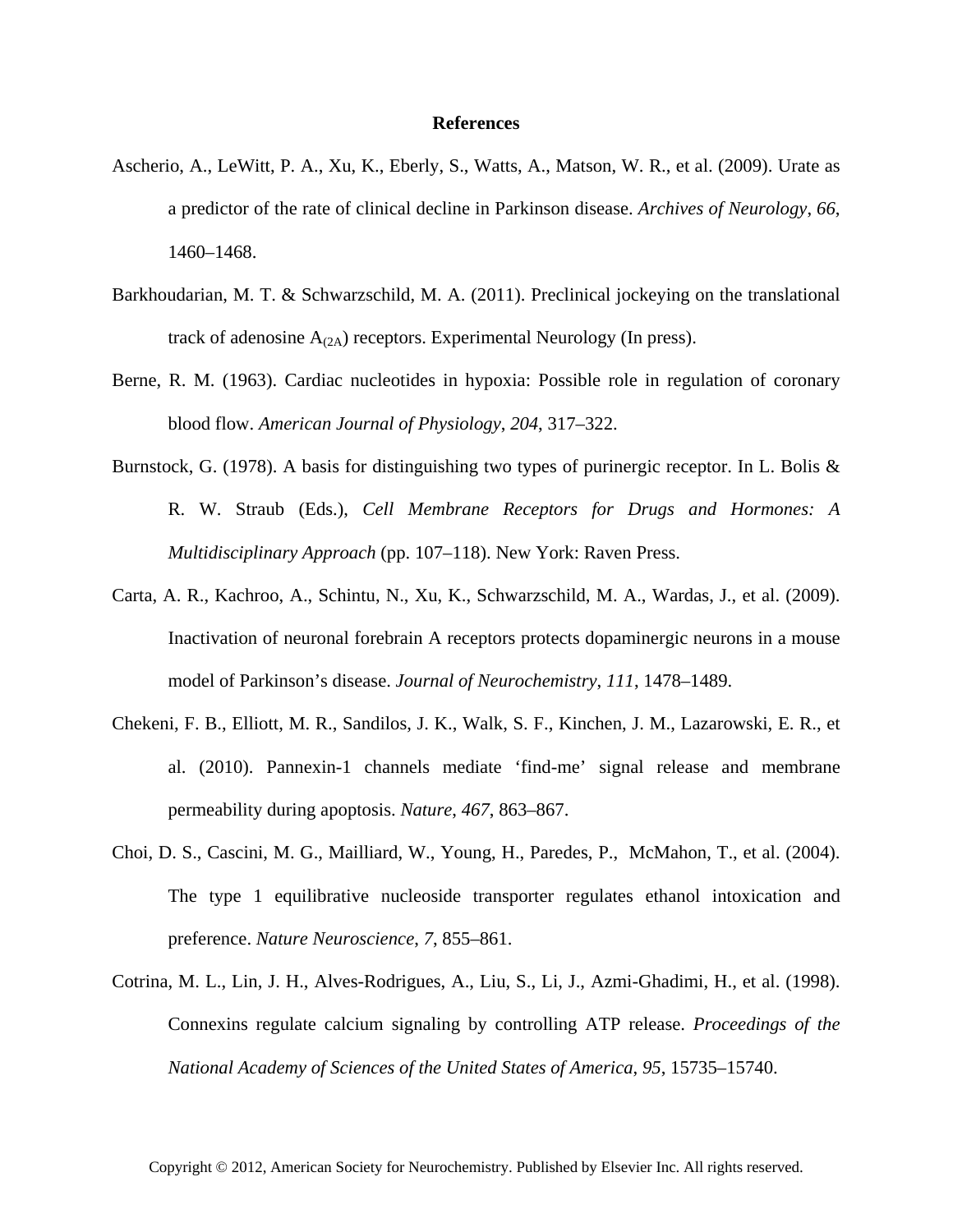# References

Ascherio, A., LeWitt, P. A., Xu, K., Eberly, S., Watts, A., Matson, W. R., et al. (2009). Urate as a predictor of the rate of clinical decline in Parkinson disease. *Archives of Neurology*, *66*, 1460–1468.

Barkhoudarian, M. T. & Schwarzschild, M. A. (2011). Preclinical jockeying on the translational track of adenosine $A_{(2A)}$) receptors. Experimental Neurology (In press).

Berne, R. M. (1963). Cardiac nucleotides in hypoxia: Possible role in regulation of coronary blood flow. *American Journal of Physiology*, *204*, 317–322.

Burnstock, G. (1978). A basis for distinguishing two types of purinergic receptor. In L. Bolis & R. W. Straub (Eds.), *Cell Membrane Receptors for Drugs and Hormones: A Multidisciplinary Approach* (pp. 107–118). New York: Raven Press.

Carta, A. R., Kachroo, A., Schintu, N., Xu, K., Schwarzschild, M. A., Wardas, J., et al. (2009). Inactivation of neuronal forebrain A receptors protects dopaminergic neurons in a mouse model of Parkinson's disease. *Journal of Neurochemistry*, *111*, 1478–1489.

Chekeni, F. B., Elliott, M. R., Sandilos, J. K., Walk, S. F., Kinchen, J. M., Lazarowski, E. R., et al. (2010). Pannexin-1 channels mediate 'find-me' signal release and membrane permeability during apoptosis. *Nature*, *467*, 863–867.

Choi, D. S., Cascini, M. G., Mailliard, W., Young, H., Paredes, P., McMahon, T., et al. (2004). The type 1 equilibrative nucleoside transporter regulates ethanol intoxication and preference. *Nature Neuroscience*, *7*, 855–861.

Cotrina, M. L., Lin, J. H., Alves-Rodrigues, A., Liu, S., Li, J., Azmi-Ghadimi, H., et al. (1998). Connexins regulate calcium signaling by controlling ATP release. *Proceedings of the National Academy of Sciences of the United States of America*, *95*, 15735–15740.

Copyright © 2012, American Society for Neurochemistry. Published by Elsevier Inc. All rights reserved.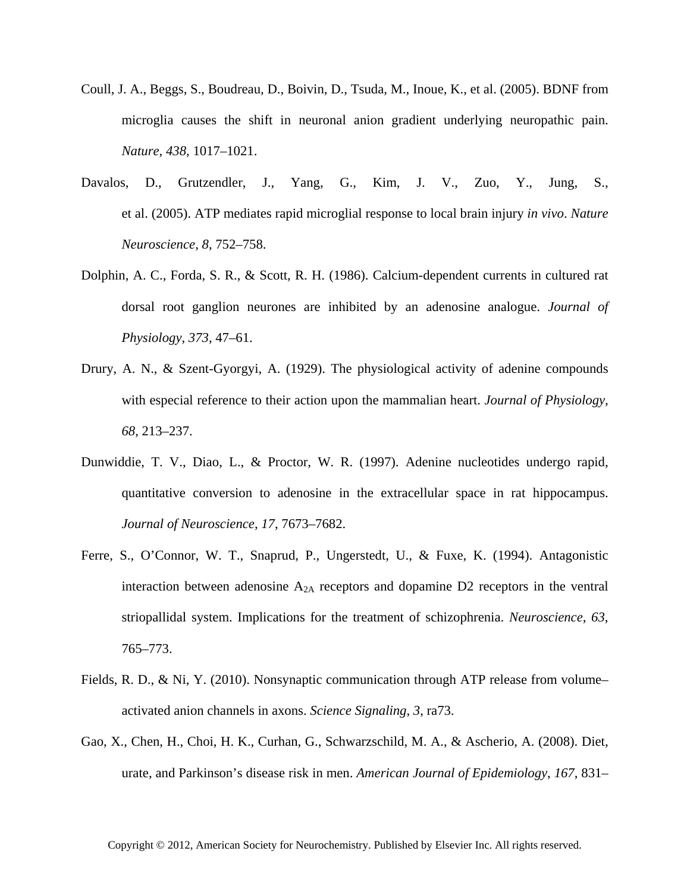Coull, J. A., Beggs, S., Boudreau, D., Boivin, D., Tsuda, M., Inoue, K., et al. (2005). BDNF from microglia causes the shift in neuronal anion gradient underlying neuropathic pain. *Nature*, *438*, 1017–1021.

Davalos, D., Grutzendler, J., Yang, G., Kim, J. V., Zuo, Y., Jung, S., et al. (2005). ATP mediates rapid microglial response to local brain injury *in vivo*. *Nature Neuroscience*, *8*, 752–758.

Dolphin, A. C., Forda, S. R., & Scott, R. H. (1986). Calcium-dependent currents in cultured rat dorsal root ganglion neurones are inhibited by an adenosine analogue. *Journal of Physiology*, *373*, 47–61.

Drury, A. N., & Szent-Gyorgyi, A. (1929). The physiological activity of adenine compounds with especial reference to their action upon the mammalian heart. *Journal of Physiology*, *68*, 213–237.

Dunwiddie, T. V., Diao, L., & Proctor, W. R. (1997). Adenine nucleotides undergo rapid, quantitative conversion to adenosine in the extracellular space in rat hippocampus. *Journal of Neuroscience*, *17*, 7673–7682.

Ferre, S., O'Connor, W. T., Snaprud, P., Ungerstedt, U., & Fuxe, K. (1994). Antagonistic interaction between adenosine $A_{2A}$ receptors and dopamine D2 receptors in the ventral striopallidal system. Implications for the treatment of schizophrenia. *Neuroscience*, *63*, 765–773.

Fields, R. D., & Ni, Y. (2010). Nonsynaptic communication through ATP release from volume–activated anion channels in axons. *Science Signaling*, *3*, ra73.

Gao, X., Chen, H., Choi, H. K., Curhan, G., Schwarzschild, M. A., & Ascherio, A. (2008). Diet, urate, and Parkinson's disease risk in men. *American Journal of Epidemiology*, *167*, 831–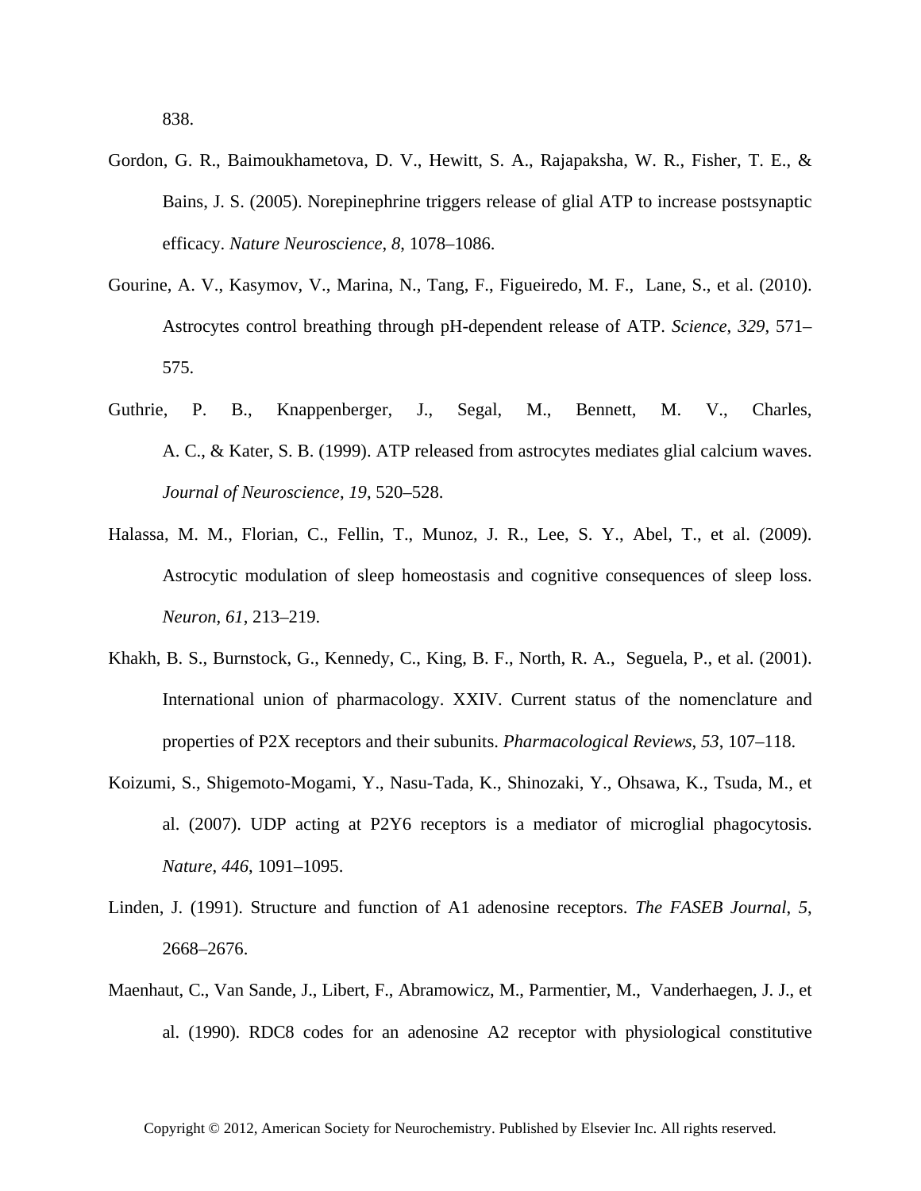838.

Gordon, G. R., Baimoukhametova, D. V., Hewitt, S. A., Rajapaksha, W. R., Fisher, T. E., & Bains, J. S. (2005). Norepinephrine triggers release of glial ATP to increase postsynaptic efficacy. *Nature Neuroscience*, *8*, 1078–1086.

Gourine, A. V., Kasymov, V., Marina, N., Tang, F., Figueiredo, M. F., Lane, S., et al. (2010). Astrocytes control breathing through pH-dependent release of ATP. *Science*, *329*, 571–575.

Guthrie, P. B., Knappenberger, J., Segal, M., Bennett, M. V., Charles, A. C., & Kater, S. B. (1999). ATP released from astrocytes mediates glial calcium waves. *Journal of Neuroscience*, *19*, 520–528.

Halassa, M. M., Florian, C., Fellin, T., Munoz, J. R., Lee, S. Y., Abel, T., et al. (2009). Astrocytic modulation of sleep homeostasis and cognitive consequences of sleep loss. *Neuron, 61*, 213–219.

Khakh, B. S., Burnstock, G., Kennedy, C., King, B. F., North, R. A., Seguela, P., et al. (2001). International union of pharmacology. XXIV. Current status of the nomenclature and properties of P2X receptors and their subunits. *Pharmacological Reviews*, *53*, 107–118.

Koizumi, S., Shigemoto-Mogami, Y., Nasu-Tada, K., Shinozaki, Y., Ohsawa, K., Tsuda, M., et al. (2007). UDP acting at P2Y6 receptors is a mediator of microglial phagocytosis. *Nature*, *446*, 1091–1095.

Linden, J. (1991). Structure and function of A1 adenosine receptors. *The FASEB Journal*, *5*, 2668–2676.

Maenhaut, C., Van Sande, J., Libert, F., Abramowicz, M., Parmentier, M., Vanderhaegen, J. J., et al. (1990). RDC8 codes for an adenosine A2 receptor with physiological constitutive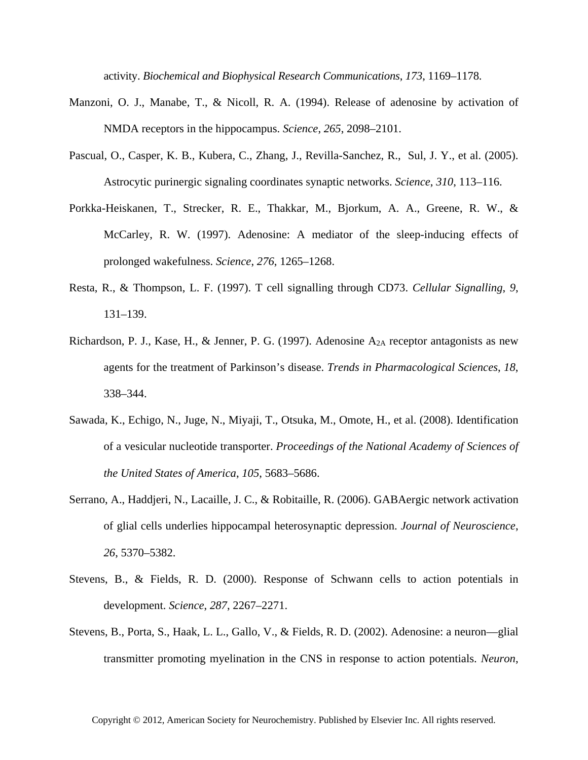activity. *Biochemical and Biophysical Research Communications*, *173*, 1169–1178.

Manzoni, O. J., Manabe, T., & Nicoll, R. A. (1994). Release of adenosine by activation of NMDA receptors in the hippocampus. *Science*, *265*, 2098–2101.

Pascual, O., Casper, K. B., Kubera, C., Zhang, J., Revilla-Sanchez, R., Sul, J. Y., et al. (2005). Astrocytic purinergic signaling coordinates synaptic networks. *Science*, *310*, 113–116.

Porkka-Heiskanen, T., Strecker, R. E., Thakkar, M., Bjorkum, A. A., Greene, R. W., & McCarley, R. W. (1997). Adenosine: A mediator of the sleep-inducing effects of prolonged wakefulness. *Science*, *276*, 1265–1268.

Resta, R., & Thompson, L. F. (1997). T cell signalling through CD73. *Cellular Signalling*, *9*, 131–139.

Richardson, P. J., Kase, H., & Jenner, P. G. (1997). Adenosine $A_{2A}$ receptor antagonists as new agents for the treatment of Parkinson's disease. *Trends in Pharmacological Sciences*, *18*, 338–344.

Sawada, K., Echigo, N., Juge, N., Miyaji, T., Otsuka, M., Omote, H., et al. (2008). Identification of a vesicular nucleotide transporter. *Proceedings of the National Academy of Sciences of the United States of America*, *105*, 5683–5686.

Serrano, A., Haddjeri, N., Lacaille, J. C., & Robitaille, R. (2006). GABAergic network activation of glial cells underlies hippocampal heterosynaptic depression. *Journal of Neuroscience*, *26*, 5370–5382.

Stevens, B., & Fields, R. D. (2000). Response of Schwann cells to action potentials in development. *Science*, *287*, 2267–2271.

Stevens, B., Porta, S., Haak, L. L., Gallo, V., & Fields, R. D. (2002). Adenosine: a neuron—glial transmitter promoting myelination in the CNS in response to action potentials. *Neuron*,

Copyright © 2012, American Society for Neurochemistry. Published by Elsevier Inc. All rights reserved.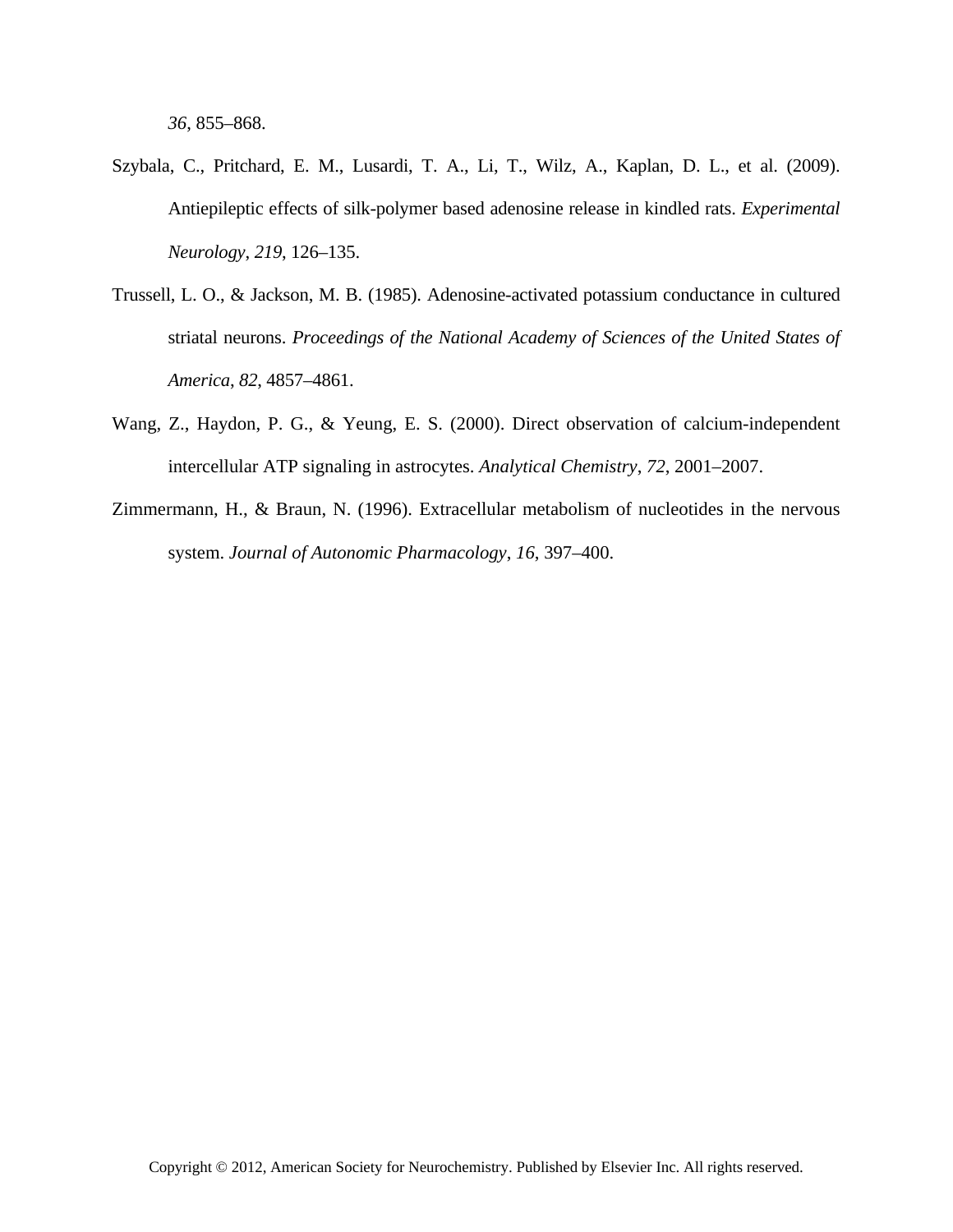*36*, 855–868.

Szybala, C., Pritchard, E. M., Lusardi, T. A., Li, T., Wilz, A., Kaplan, D. L., et al. (2009). Antiepileptic effects of silk-polymer based adenosine release in kindled rats. *Experimental Neurology*, *219*, 126–135.

Trussell, L. O., & Jackson, M. B. (1985). Adenosine-activated potassium conductance in cultured striatal neurons. *Proceedings of the National Academy of Sciences of the United States of America*, *82*, 4857–4861.

Wang, Z., Haydon, P. G., & Yeung, E. S. (2000). Direct observation of calcium-independent intercellular ATP signaling in astrocytes. *Analytical Chemistry*, *72*, 2001–2007.

Zimmermann, H., & Braun, N. (1996). Extracellular metabolism of nucleotides in the nervous system. *Journal of Autonomic Pharmacology*, *16*, 397–400.

Copyright © 2012, American Society for Neurochemistry. Published by Elsevier Inc. All rights reserved.